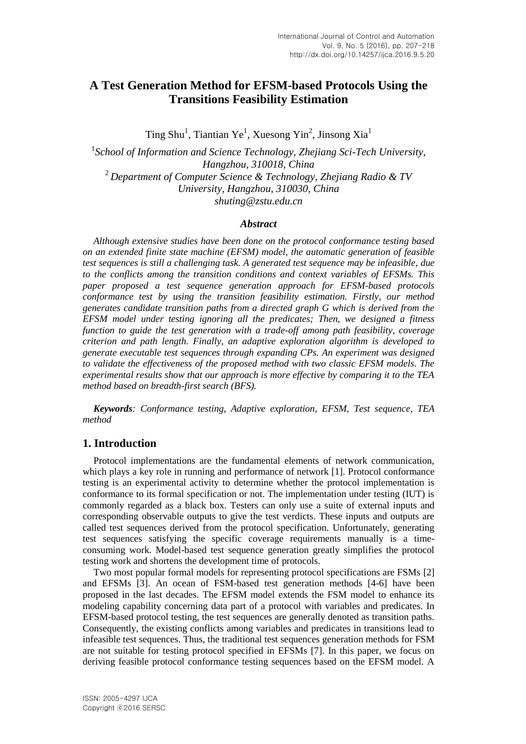# A Test Generation Method for EFSM-based Protocols Using the Transitions Feasibility Estimation

Ting Shu[1], Tiantian Ye[1], Xuesong Yin[2], Jinsong Xia[1]

[1]*School of Information and Science Technology, Zhejiang Sci-Tech University, Hangzhou, 310018, China*
[2] *Department of Computer Science & Technology, Zhejiang Radio & TV University, Hangzhou, 310030, China*
*shuting@zstu.edu.cn*

### *Abstract*

*Although extensive studies have been done on the protocol conformance testing based on an extended finite state machine (EFSM) model, the automatic generation of feasible test sequences is still a challenging task. A generated test sequence may be infeasible, due to the conflicts among the transition conditions and context variables of EFSMs. This paper proposed a test sequence generation approach for EFSM-based protocols conformance test by using the transition feasibility estimation. Firstly, our method generates candidate transition paths from a directed graph G which is derived from the EFSM model under testing ignoring all the predicates; Then, we designed a fitness function to guide the test generation with a trade-off among path feasibility, coverage criterion and path length. Finally, an adaptive exploration algorithm is developed to generate executable test sequences through expanding CPs. An experiment was designed to validate the effectiveness of the proposed method with two classic EFSM models. The experimental results show that our approach is more effective by comparing it to the TEA method based on breadth-first search (BFS).*

***Keywords****: Conformance testing, Adaptive exploration, EFSM, Test sequence, TEA method*

## 1. Introduction

Protocol implementations are the fundamental elements of network communication, which plays a key role in running and performance of network [1]. Protocol conformance testing is an experimental activity to determine whether the protocol implementation is conformance to its formal specification or not. The implementation under testing (IUT) is commonly regarded as a black box. Testers can only use a suite of external inputs and corresponding observable outputs to give the test verdicts. These inputs and outputs are called test sequences derived from the protocol specification. Unfortunately, generating test sequences satisfying the specific coverage requirements manually is a time-consuming work. Model-based test sequence generation greatly simplifies the protocol testing work and shortens the development time of protocols.

Two most popular formal models for representing protocol specifications are FSMs [2] and EFSMs [3]. An ocean of FSM-based test generation methods [4-6] have been proposed in the last decades. The EFSM model extends the FSM model to enhance its modeling capability concerning data part of a protocol with variables and predicates. In EFSM-based protocol testing, the test sequences are generally denoted as transition paths. Consequently, the existing conflicts among variables and predicates in transitions lead to infeasible test sequences. Thus, the traditional test sequences generation methods for FSM are not suitable for testing protocol specified in EFSMs [7]. In this paper, we focus on deriving feasible protocol conformance testing sequences based on the EFSM model. A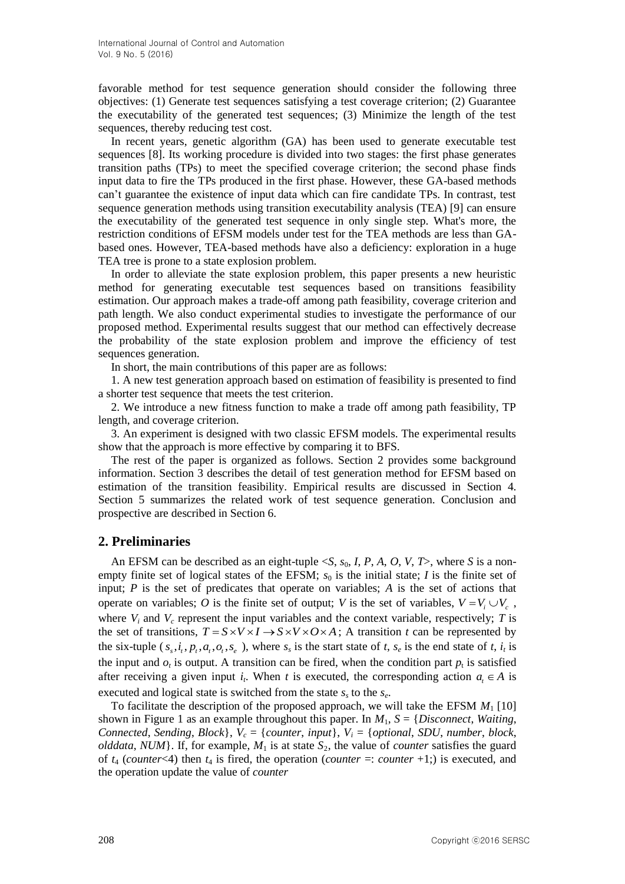favorable method for test sequence generation should consider the following three objectives: (1) Generate test sequences satisfying a test coverage criterion; (2) Guarantee the executability of the generated test sequences; (3) Minimize the length of the test sequences, thereby reducing test cost.

In recent years, genetic algorithm (GA) has been used to generate executable test sequences [8]. Its working procedure is divided into two stages: the first phase generates transition paths (TPs) to meet the specified coverage criterion; the second phase finds input data to fire the TPs produced in the first phase. However, these GA-based methods can't guarantee the existence of input data which can fire candidate TPs. In contrast, test sequence generation methods using transition executability analysis (TEA) [9] can ensure the executability of the generated test sequence in only single step. What's more, the restriction conditions of EFSM models under test for the TEA methods are less than GA-based ones. However, TEA-based methods have also a deficiency: exploration in a huge TEA tree is prone to a state explosion problem.

In order to alleviate the state explosion problem, this paper presents a new heuristic method for generating executable test sequences based on transitions feasibility estimation. Our approach makes a trade-off among path feasibility, coverage criterion and path length. We also conduct experimental studies to investigate the performance of our proposed method. Experimental results suggest that our method can effectively decrease the probability of the state explosion problem and improve the efficiency of test sequences generation.

In short, the main contributions of this paper are as follows:

1. A new test generation approach based on estimation of feasibility is presented to find a shorter test sequence that meets the test criterion.

2. We introduce a new fitness function to make a trade off among path feasibility, TP length, and coverage criterion.

3. An experiment is designed with two classic EFSM models. The experimental results show that the approach is more effective by comparing it to BFS.

The rest of the paper is organized as follows. Section 2 provides some background information. Section 3 describes the detail of test generation method for EFSM based on estimation of the transition feasibility. Empirical results are discussed in Section 4. Section 5 summarizes the related work of test sequence generation. Conclusion and prospective are described in Section 6.

## 2. Preliminaries

An EFSM can be described as an eight-tuple $<S, s_0, I, P, A, O, V, T>$, where $S$ is a non-empty finite set of logical states of the EFSM; $s_0$ is the initial state; $I$ is the finite set of input; $P$ is the set of predicates that operate on variables; $A$ is the set of actions that operate on variables; $O$ is the finite set of output; $V$ is the set of variables, $V = V_i \cup V_c$, where $V_i$ and $V_c$ represent the input variables and the context variable, respectively; $T$ is the set of transitions, $T = S \times V \times I \rightarrow S \times V \times O \times A$; A transition $t$ can be represented by the six-tuple ( $s_s, i_t, p_t, a_t, o_t, s_e$ ), where $s_s$ is the start state of $t$, $s_e$ is the end state of $t$, $i_t$ is the input and $o_t$ is output. A transition can be fired, when the condition part $p_t$ is satisfied after receiving a given input $i_t$. When $t$ is executed, the corresponding action $a_t \in A$ is executed and logical state is switched from the state $s_s$ to the $s_e$.

To facilitate the description of the proposed approach, we will take the EFSM $M_1$ [10] shown in Figure 1 as an example throughout this paper. In $M_1$, $S$ = {*Disconnect*, *Waiting*, *Connected*, *Sending*, *Block*}, $V_c$ = {*counter*, *input*}, $V_i$ = {*optional*, *SDU*, *number*, *block*, *olddata*, *NUM*}. If, for example, $M_1$ is at state $S_2$, the value of *counter* satisfies the guard of $t_4$ (*counter*<4) then $t_4$ is fired, the operation (*counter* =: *counter* +1;) is executed, and the operation update the value of *counter*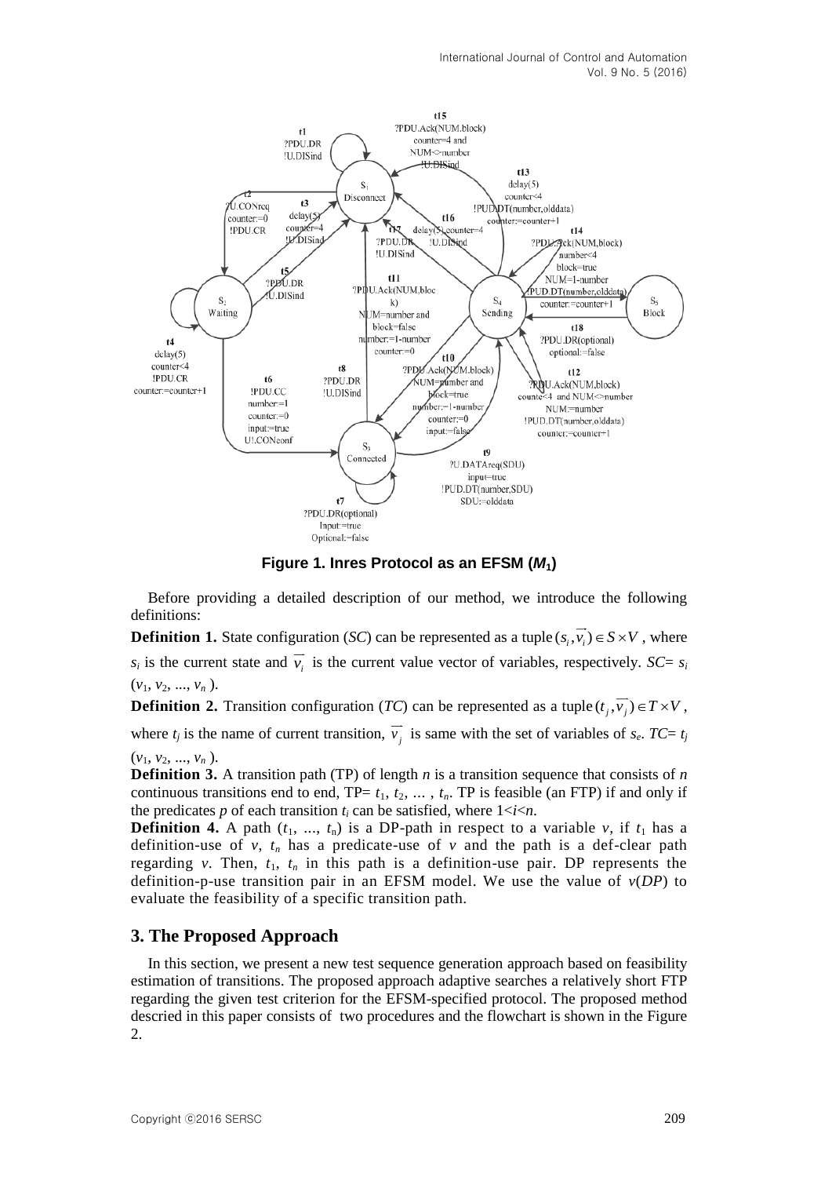Figure 1. Inres Protocol as an EFSM ($M_1$)

Before providing a detailed description of our method, we introduce the following definitions:

**Definition 1.** State configuration (*SC*) can be represented as a tuple $(s_i, \overrightarrow{v_i}) \in S \times V$ , where $s_i$ is the current state and $\overrightarrow{v_i}$ is the current value vector of variables, respectively. *SC*= $s_i$ ($v_1$, $v_2$, ..., $v_n$ ).

**Definition 2.** Transition configuration (*TC*) can be represented as a tuple $(t_j, \overrightarrow{v_j}) \in T \times V$ , where $t_j$ is the name of current transition, $\overrightarrow{v_j}$ is same with the set of variables of $s_e$. *TC*= $t_j$ ($v_1$, $v_2$, ..., $v_n$ ).

**Definition 3.** A transition path (TP) of length *n* is a transition sequence that consists of *n* continuous transitions end to end, TP= $t_1$, $t_2$, ... , $t_n$. TP is feasible (an FTP) if and only if the predicates *p* of each transition $t_i$ can be satisfied, where $1<i<n$.

**Definition 4.** A path ($t_1$, ..., $t_n$) is a DP-path in respect to a variable *v*, if $t_1$ has a definition-use of *v*, $t_n$ has a predicate-use of *v* and the path is a def-clear path regarding *v*. Then, $t_1$, $t_n$ in this path is a definition-use pair. DP represents the definition-p-use transition pair in an EFSM model. We use the value of *v*(*DP*) to evaluate the feasibility of a specific transition path.

## 3. The Proposed Approach

In this section, we present a new test sequence generation approach based on feasibility estimation of transitions. The proposed approach adaptive searches a relatively short FTP regarding the given test criterion for the EFSM-specified protocol. The proposed method descried in this paper consists of two procedures and the flowchart is shown in the Figure 2.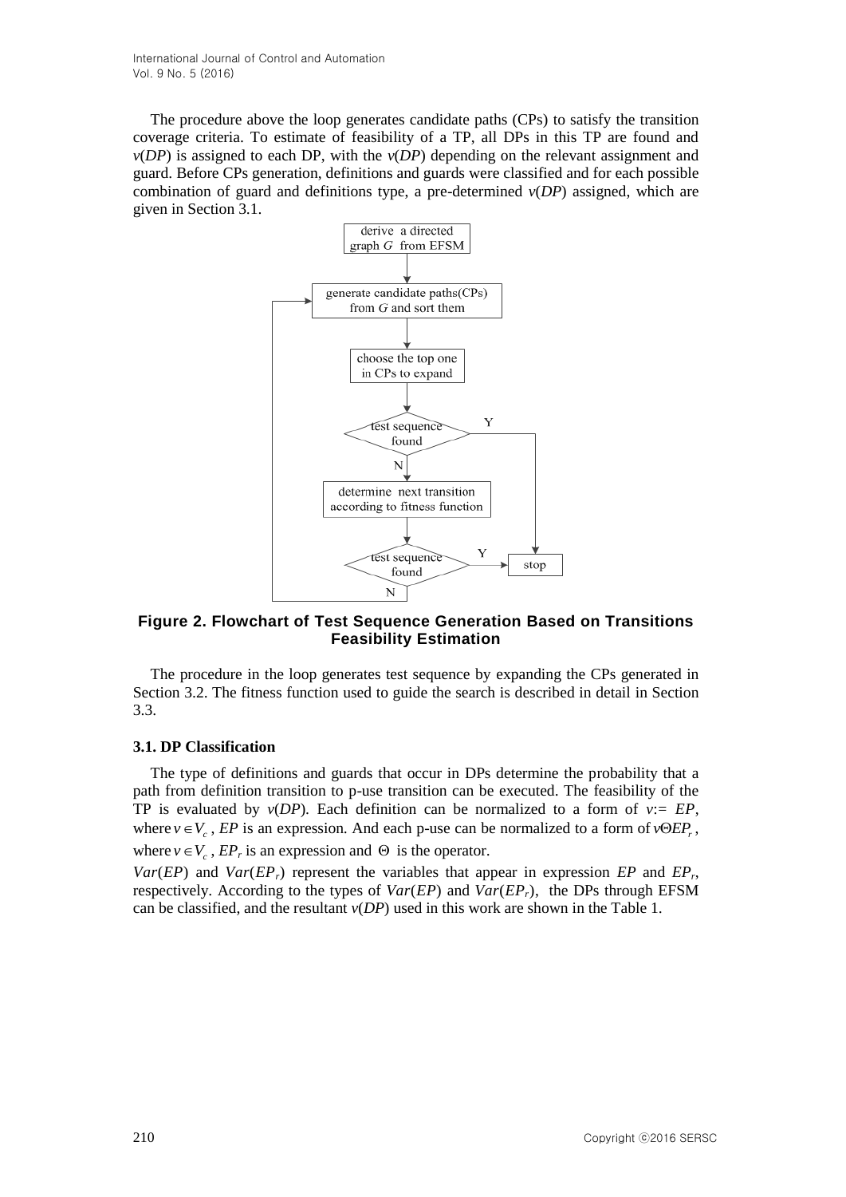The procedure above the loop generates candidate paths (CPs) to satisfy the transition coverage criteria. To estimate of feasibility of a TP, all DPs in this TP are found and $v(DP)$ is assigned to each DP, with the $v(DP)$ depending on the relevant assignment and guard. Before CPs generation, definitions and guards were classified and for each possible combination of guard and definitions type, a pre-determined $v(DP)$ assigned, which are given in Section 3.1.

**Figure 2. Flowchart of Test Sequence Generation Based on Transitions Feasibility Estimation**

The procedure in the loop generates test sequence by expanding the CPs generated in Section 3.2. The fitness function used to guide the search is described in detail in Section 3.3.

### 3.1. DP Classification

The type of definitions and guards that occur in DPs determine the probability that a path from definition transition to p-use transition can be executed. The feasibility of the TP is evaluated by $v(DP)$. Each definition can be normalized to a form of $v := EP$, where $v \in V_c$, $EP$ is an expression. And each p-use can be normalized to a form of $v \Theta EP_r$, where $v \in V_c$, $EP_r$ is an expression and $\Theta$ is the operator.

$Var(EP)$ and $Var(EP_r)$ represent the variables that appear in expression $EP$ and $EP_r$, respectively. According to the types of $Var(EP)$ and $Var(EP_r)$, the DPs through EFSM can be classified, and the resultant $v(DP)$ used in this work are shown in the Table 1.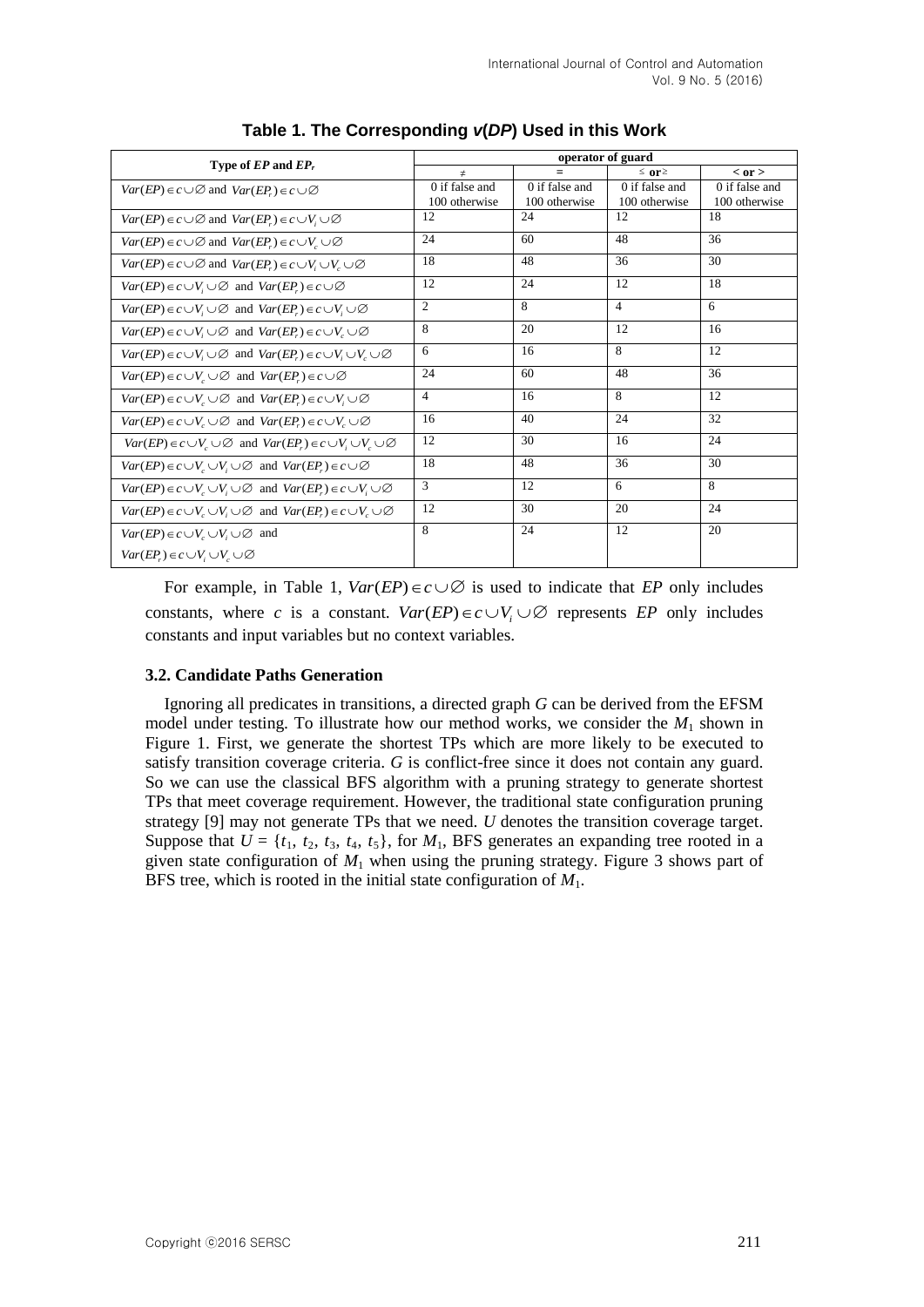**Table 1. The Corresponding *v*(*DP*) Used in this Work**

| Type of *EP* and $EP_r$ | operator of guard | | | |
|---|---|---|---|---|
| | $\neq$ | = | $\leq$ or $\geq$ | < or > |
| $Var(EP) \in c \cup \varnothing$ and $Var(EP_r) \in c \cup \varnothing$ | 0 if false and 100 otherwise | 0 if false and 100 otherwise | 0 if false and 100 otherwise | 0 if false and 100 otherwise |
| $Var(EP) \in c \cup \varnothing$ and $Var(EP_r) \in c \cup V_i \cup \varnothing$ | 12 | 24 | 12 | 18 |
| $Var(EP) \in c \cup \varnothing$ and $Var(EP_r) \in c \cup V_c \cup \varnothing$ | 24 | 60 | 48 | 36 |
| $Var(EP) \in c \cup \varnothing$ and $Var(EP_r) \in c \cup V_i \cup V_c \cup \varnothing$ | 18 | 48 | 36 | 30 |
| $Var(EP) \in c \cup V_i \cup \varnothing$ and $Var(EP_r) \in c \cup \varnothing$ | 12 | 24 | 12 | 18 |
| $Var(EP) \in c \cup V_i \cup \varnothing$ and $Var(EP_r) \in c \cup V_i \cup \varnothing$ | 2 | 8 | 4 | 6 |
| $Var(EP) \in c \cup V_i \cup \varnothing$ and $Var(EP_r) \in c \cup V_c \cup \varnothing$ | 8 | 20 | 12 | 16 |
| $Var(EP) \in c \cup V_i \cup \varnothing$ and $Var(EP_r) \in c \cup V_i \cup V_c \cup \varnothing$ | 6 | 16 | 8 | 12 |
| $Var(EP) \in c \cup V_c \cup \varnothing$ and $Var(EP_r) \in c \cup \varnothing$ | 24 | 60 | 48 | 36 |
| $Var(EP) \in c \cup V_c \cup \varnothing$ and $Var(EP_r) \in c \cup V_i \cup \varnothing$ | 4 | 16 | 8 | 12 |
| $Var(EP) \in c \cup V_c \cup \varnothing$ and $Var(EP_r) \in c \cup V_c \cup \varnothing$ | 16 | 40 | 24 | 32 |
| $Var(EP) \in c \cup V_c \cup \varnothing$ and $Var(EP_r) \in c \cup V_i \cup V_c \cup \varnothing$ | 12 | 30 | 16 | 24 |
| $Var(EP) \in c \cup V_c \cup V_i \cup \varnothing$ and $Var(EP_r) \in c \cup \varnothing$ | 18 | 48 | 36 | 30 |
| $Var(EP) \in c \cup V_c \cup V_i \cup \varnothing$ and $Var(EP_r) \in c \cup V_i \cup \varnothing$ | 3 | 12 | 6 | 8 |
| $Var(EP) \in c \cup V_c \cup V_i \cup \varnothing$ and $Var(EP_r) \in c \cup V_c \cup \varnothing$ | 12 | 30 | 20 | 24 |
| $Var(EP) \in c \cup V_c \cup V_i \cup \varnothing$ and $Var(EP_r) \in c \cup V_i \cup V_c \cup \varnothing$ | 8 | 24 | 12 | 20 |

For example, in Table 1, $Var(EP) \in c \cup \varnothing$ is used to indicate that *EP* only includes constants, where *c* is a constant. $Var(EP) \in c \cup V_i \cup \varnothing$ represents *EP* only includes constants and input variables but no context variables.

### 3.2. Candidate Paths Generation

Ignoring all predicates in transitions, a directed graph *G* can be derived from the EFSM model under testing. To illustrate how our method works, we consider the $M_1$ shown in Figure 1. First, we generate the shortest TPs which are more likely to be executed to satisfy transition coverage criteria. *G* is conflict-free since it does not contain any guard. So we can use the classical BFS algorithm with a pruning strategy to generate shortest TPs that meet coverage requirement. However, the traditional state configuration pruning strategy [9] may not generate TPs that we need. *U* denotes the transition coverage target. Suppose that $U = \{t_1, t_2, t_3, t_4, t_5\}$, for $M_1$, BFS generates an expanding tree rooted in a given state configuration of $M_1$ when using the pruning strategy. Figure 3 shows part of BFS tree, which is rooted in the initial state configuration of $M_1$.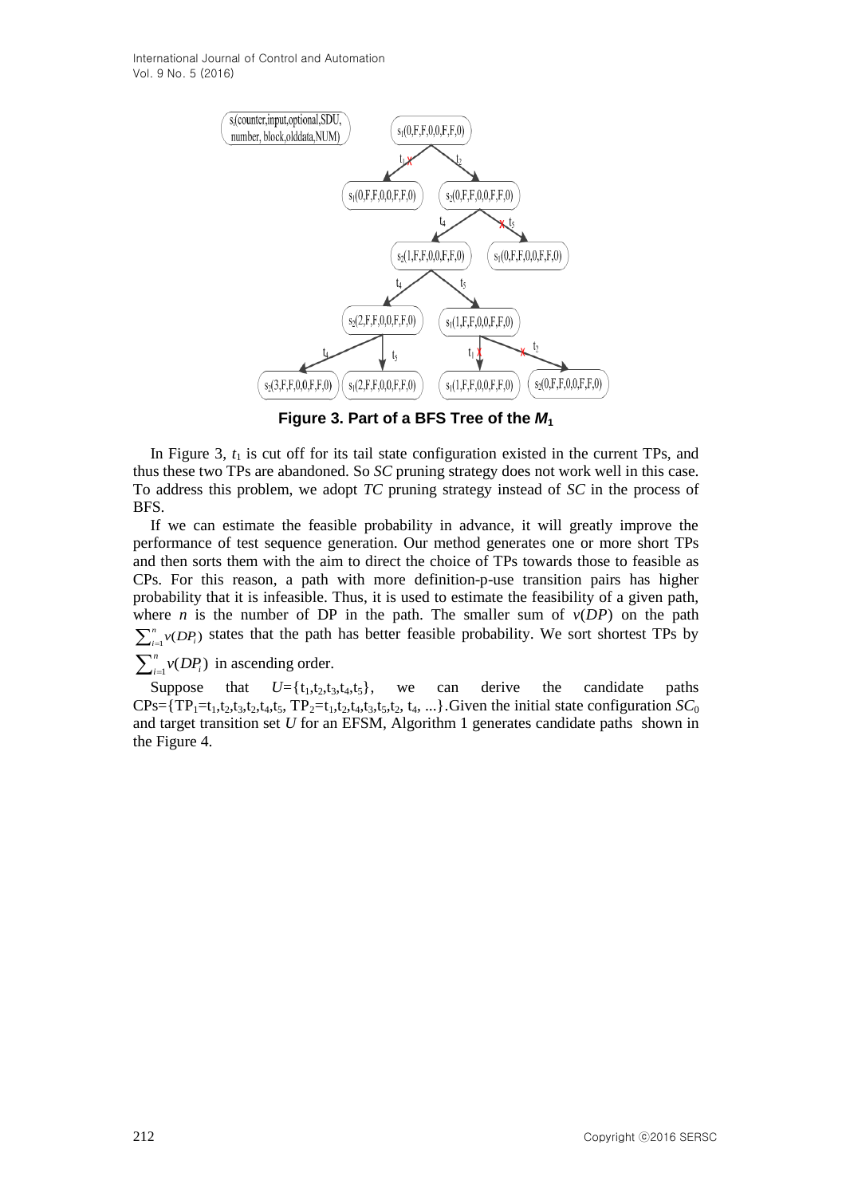**Figure 3. Part of a BFS Tree of the $M_1$**

In Figure 3, $t_1$ is cut off for its tail state configuration existed in the current TPs, and thus these two TPs are abandoned. So *SC* pruning strategy does not work well in this case. To address this problem, we adopt *TC* pruning strategy instead of *SC* in the process of BFS.

If we can estimate the feasible probability in advance, it will greatly improve the performance of test sequence generation. Our method generates one or more short TPs and then sorts them with the aim to direct the choice of TPs towards those to feasible as CPs. For this reason, a path with more definition-p-use transition pairs has higher probability that it is infeasible. Thus, it is used to estimate the feasibility of a given path, where $n$ is the number of DP in the path. The smaller sum of $v(DP)$ on the path $\sum_{i=1}^{n} v(DP_i)$ states that the path has better feasible probability. We sort shortest TPs by $\sum_{i=1}^{n} v(DP_i)$ in ascending order.

Suppose that $U=\{t_1,t_2,t_3,t_4,t_5\}$, we can derive the candidate paths CPs=$\{TP_1=t_1,t_2,t_3,t_2,t_4,t_5,\ TP_2=t_1,t_2,t_4,t_3,t_5,t_2,\ t_4, ...\}$.Given the initial state configuration $SC_0$ and target transition set $U$ for an EFSM, Algorithm 1 generates candidate paths shown in the Figure 4.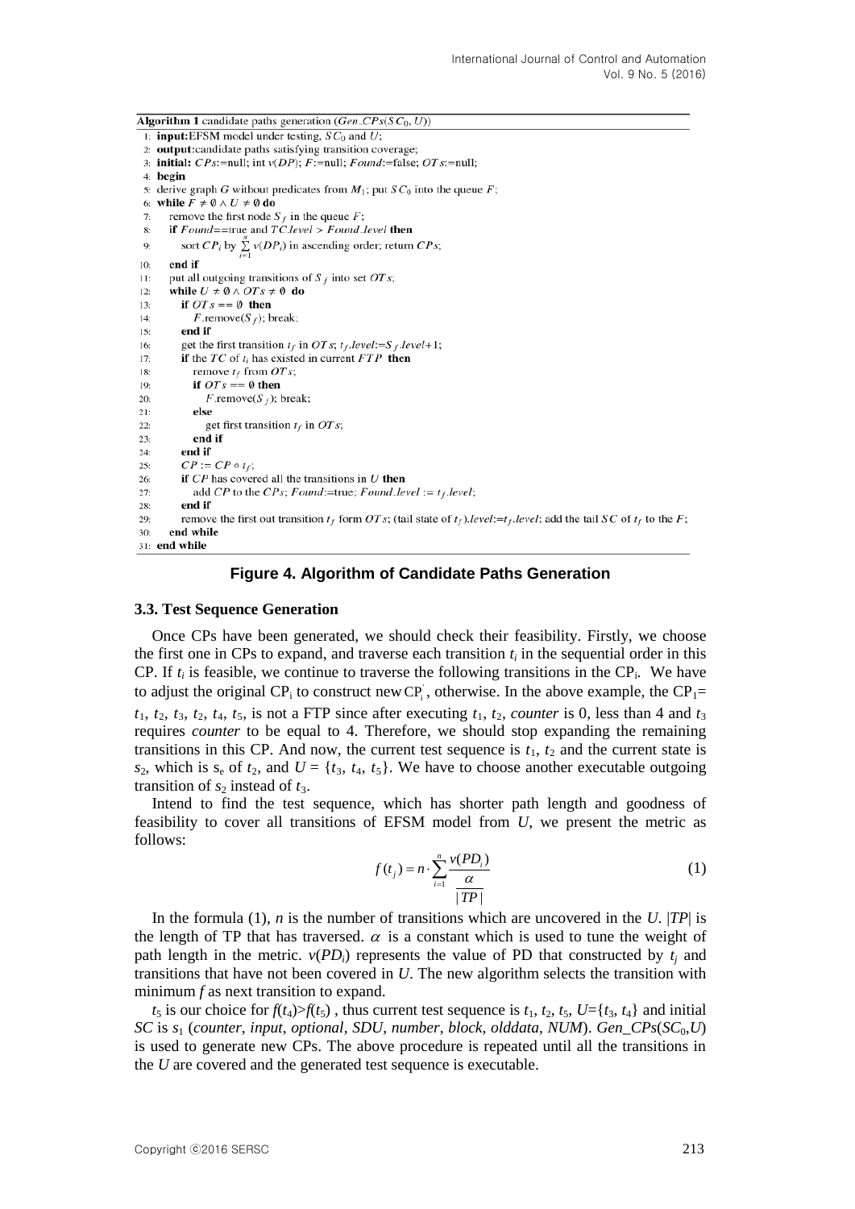**Algorithm 1** candidate paths generation ($Gen\_CPs(SC_0, U)$)

```
1:  input:EFSM model under testing, SC_0 and U;
2:  output:candidate paths satisfying transition coverage;
3:  initial: CPs:=null; int v(DP); F:=null; Found:=false; OTs:=null;
4:  begin
5:  derive graph G without predicates from M_1; put SC_0 into the queue F;
6:  while F ≠ ∅ ∧ U ≠ ∅ do
7:     remove the first node S_f in the queue F;
8:     if Found==true and TC.level > Found_level then
9:        sort CP_i by Σ_{i=1}^{n} v(DP_i) in ascending order; return CPs;
10:    end if
11:    put all outgoing transitions of S_f into set OTs;
12:    while U ≠ ∅ ∧ OTs ≠ ∅ do
13:       if OTs == ∅ then
14:          F.remove(S_f); break;
15:       end if
16:       get the first transition t_f in OTs; t_f.level:=S_f.level+1;
17:       if the TC of t_i has existed in current FTP then
18:          remove t_f from OTs;
19:          if OTs == ∅ then
20:             F.remove(S_f); break;
21:          else
22:             get first transition t_f in OTs;
23:          end if
24:       end if
25:       CP := CP ∘ t_f;
26:       if CP has covered all the transitions in U then
27:          add CP to the CPs; Found:=true; Found_level := t_f.level;
28:       end if
29:       remove the first out transition t_f form OTs; (tail state of t_f).level:=t_f.level; add the tail SC of t_f to the F;
30:    end while
31: end while
```

**Figure 4. Algorithm of Candidate Paths Generation**

### 3.3. Test Sequence Generation

Once CPs have been generated, we should check their feasibility. Firstly, we choose the first one in CPs to expand, and traverse each transition $t_i$ in the sequential order in this CP. If $t_i$ is feasible, we continue to traverse the following transitions in the $CP_i$. We have to adjust the original $CP_i$ to construct new $CP_i^{'}$, otherwise. In the above example, the $CP_1$= $t_1$, $t_2$, $t_3$, $t_2$, $t_4$, $t_5$, is not a FTP since after executing $t_1$, $t_2$, *counter* is 0, less than 4 and $t_3$ requires *counter* to be equal to 4. Therefore, we should stop expanding the remaining transitions in this CP. And now, the current test sequence is $t_1$, $t_2$ and the current state is $s_2$, which is $s_e$ of $t_2$, and $U = \{t_3, t_4, t_5\}$. We have to choose another executable outgoing transition of $s_2$ instead of $t_3$.

Intend to find the test sequence, which has shorter path length and goodness of feasibility to cover all transitions of EFSM model from $U$, we present the metric as follows:

$$f(t_j) = n \cdot \sum_{i=1}^{n} \frac{v(PD_i)}{\frac{\alpha}{|TP|}} \tag{1}$$

In the formula (1), $n$ is the number of transitions which are uncovered in the $U$. $|TP|$ is the length of TP that has traversed. $\alpha$ is a constant which is used to tune the weight of path length in the metric. $v(PD_i)$ represents the value of PD that constructed by $t_j$ and transitions that have not been covered in $U$. The new algorithm selects the transition with minimum $f$ as next transition to expand.

$t_5$ is our choice for $f(t_4)>f(t_5)$ , thus current test sequence is $t_1$, $t_2$, $t_5$, $U=\{t_3, t_4\}$ and initial $SC$ is $s_1$ (*counter*, *input*, *optional*, *SDU*, *number*, *block*, *olddata*, *NUM*). $Gen\_CPs(SC_0,U)$ is used to generate new CPs. The above procedure is repeated until all the transitions in the $U$ are covered and the generated test sequence is executable.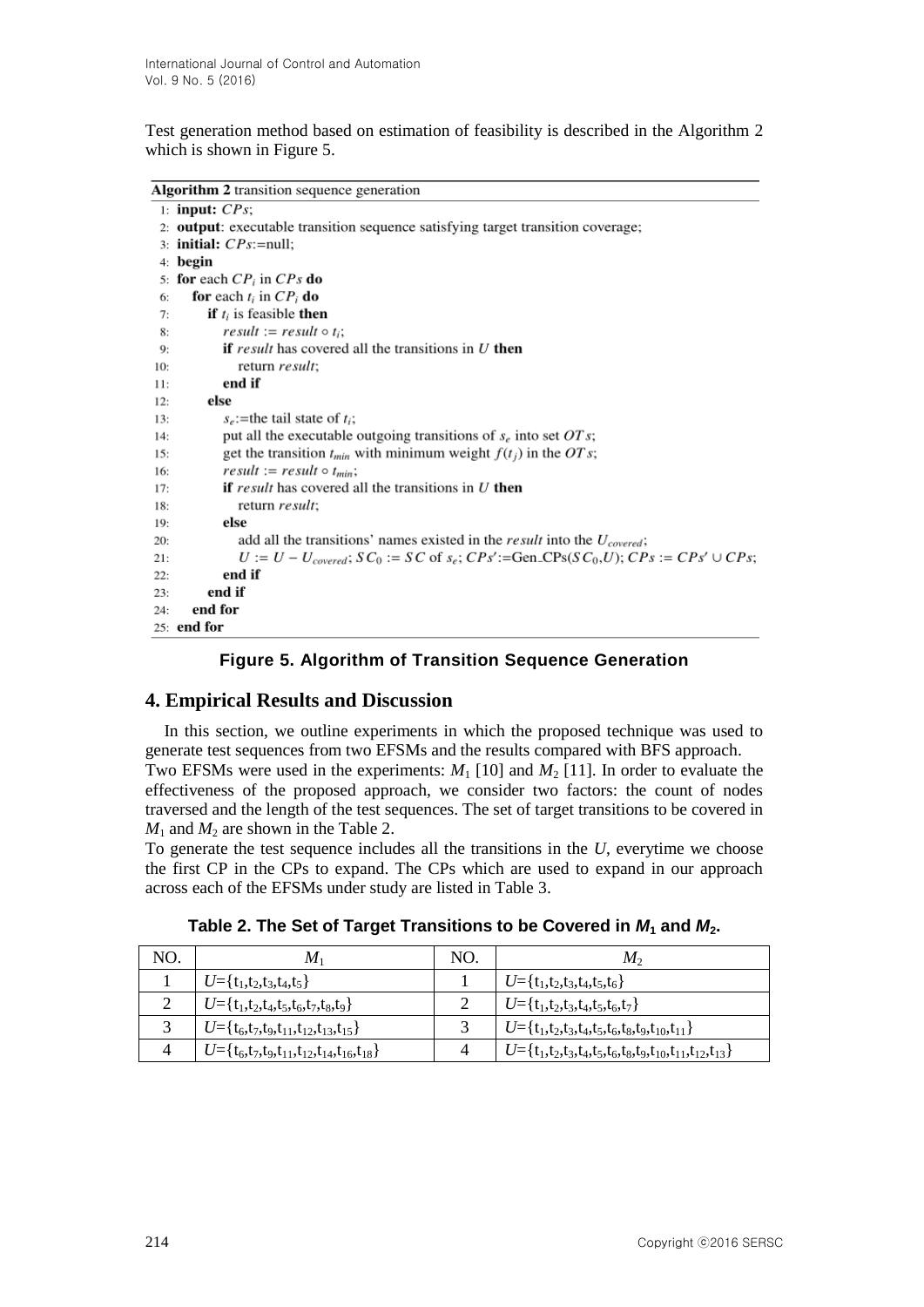Test generation method based on estimation of feasibility is described in the Algorithm 2 which is shown in Figure 5.

```
Algorithm 2 transition sequence generation
 1: input: CPs;
 2: output: executable transition sequence satisfying target transition coverage;
 3: initial: CPs:=null;
 4: begin
 5: for each CP_i in CPs do
 6:    for each t_i in CP_i do
 7:       if t_i is feasible then
 8:          result := result ∘ t_i;
 9:          if result has covered all the transitions in U then
10:             return result;
11:          end if
12:       else
13:          s_e:=the tail state of t_i;
14:          put all the executable outgoing transitions of s_e into set OTs;
15:          get the transition t_min with minimum weight f(t_j) in the OTs;
16:          result := result ∘ t_min;
17:          if result has covered all the transitions in U then
18:             return result;
19:          else
20:             add all the transitions' names existed in the result into the U_covered;
21:             U := U − U_covered; SC_0 := SC of s_e; CPs':=Gen_CPs(SC_0,U); CPs := CPs' ∪ CPs;
22:          end if
23:       end if
24:    end for
25: end for
```

**Figure 5. Algorithm of Transition Sequence Generation**

## 4. Empirical Results and Discussion

In this section, we outline experiments in which the proposed technique was used to generate test sequences from two EFSMs and the results compared with BFS approach.

Two EFSMs were used in the experiments: $M_1$ [10] and $M_2$ [11]. In order to evaluate the effectiveness of the proposed approach, we consider two factors: the count of nodes traversed and the length of the test sequences. The set of target transitions to be covered in $M_1$ and $M_2$ are shown in the Table 2.

To generate the test sequence includes all the transitions in the $U$, everytime we choose the first CP in the CPs to expand. The CPs which are used to expand in our approach across each of the EFSMs under study are listed in Table 3.

**Table 2. The Set of Target Transitions to be Covered in $M_1$ and $M_2$.**

| NO. | $M_1$ | NO. | $M_2$ |
|---|---|---|---|
| 1 | $U$={$t_1$,$t_2$,$t_3$,$t_4$,$t_5$} | 1 | $U$={$t_1$,$t_2$,$t_3$,$t_4$,$t_5$,$t_6$} |
| 2 | $U$={$t_1$,$t_2$,$t_4$,$t_5$,$t_6$,$t_7$,$t_8$,$t_9$} | 2 | $U$={$t_1$,$t_2$,$t_3$,$t_4$,$t_5$,$t_6$,$t_7$} |
| 3 | $U$={$t_6$,$t_7$,$t_9$,$t_{11}$,$t_{12}$,$t_{13}$,$t_{15}$} | 3 | $U$={$t_1$,$t_2$,$t_3$,$t_4$,$t_5$,$t_6$,$t_8$,$t_9$,$t_{10}$,$t_{11}$} |
| 4 | $U$={$t_6$,$t_7$,$t_9$,$t_{11}$,$t_{12}$,$t_{14}$,$t_{16}$,$t_{18}$} | 4 | $U$={$t_1$,$t_2$,$t_3$,$t_4$,$t_5$,$t_6$,$t_8$,$t_9$,$t_{10}$,$t_{11}$,$t_{12}$,$t_{13}$} |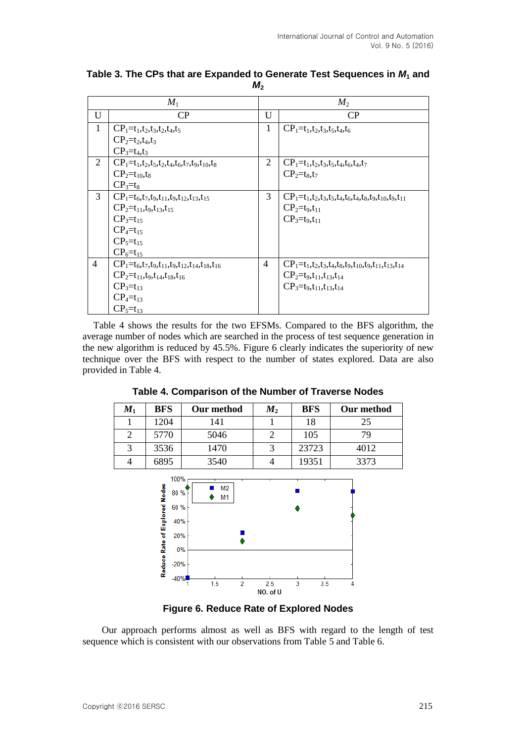**Table 3. The CPs that are Expanded to Generate Test Sequences in $M_1$ and $M_2$**

| $M_1$ | | $M_2$ | |
|---|---|---|---|
| U | CP | U | CP |
| 1 | $CP_1=t_1,t_2,t_3,t_2,t_4,t_5$ <br> $CP_2=t_2,t_4,t_3$ <br> $CP_3=t_4,t_3$ | 1 | $CP_1=t_1,t_2,t_3,t_5,t_4,t_6$ |
| 2 | $CP_1=t_1,t_2,t_5,t_2,t_4,t_6,t_7,t_9,t_{10},t_8$ <br> $CP_2=t_{10},t_8$ <br> $CP_3=t_8$ | 2 | $CP_1=t_1,t_2,t_3,t_5,t_4,t_6,t_4,t_7$ <br> $CP_2=t_8,t_7$ |
| 3 | $CP_1=t_6,t_7,t_9,t_{11},t_9,t_{12},t_{13},t_{15}$ <br> $CP_2=t_{11},t_9,t_{13},t_{15}$ <br> $CP_3=t_{15}$ <br> $CP_4=t_{15}$ <br> $CP_5=t_{15}$ <br> $CP_6=t_{15}$ | 3 | $CP_1=t_1,t_2,t_3,t_5,t_4,t_6,t_4,t_8,t_9,t_{10},t_9,t_{11}$ <br> $CP_2=t_9,t_{11}$ <br> $CP_3=t_9,t_{11}$ |
| 4 | $CP_1=t_6,t_7,t_9,t_{11},t_9,t_{12},t_{14},t_{18},t_{16}$ <br> $CP_2=t_{11},t_9,t_{14},t_{18},t_{16}$ <br> $CP_3=t_{13}$ <br> $CP_4=t_{13}$ <br> $CP_5=t_{13}$ | 4 | $CP_1=t_1,t_2,t_3,t_4,t_8,t_9,t_{10},t_9,t_{11},t_{13},t_{14}$ <br> $CP_2=t_9,t_{11},t_{13},t_{14}$ <br> $CP_3=t_9,t_{11},t_{13},t_{14}$ |

Table 4 shows the results for the two EFSMs. Compared to the BFS algorithm, the average number of nodes which are searched in the process of test sequence generation in the new algorithm is reduced by 45.5%. Figure 6 clearly indicates the superiority of new technique over the BFS with respect to the number of states explored. Data are also provided in Table 4.

**Table 4. Comparison of the Number of Traverse Nodes**

| $M_1$ | BFS | Our method | $M_2$ | BFS | Our method |
|---|---|---|---|---|---|
| 1 | 1204 | 141 | 1 | 18 | 25 |
| 2 | 5770 | 5046 | 2 | 105 | 79 |
| 3 | 3536 | 1470 | 3 | 23723 | 4012 |
| 4 | 6895 | 3540 | 4 | 19351 | 3373 |

**Figure 6. Reduce Rate of Explored Nodes**

Our approach performs almost as well as BFS with regard to the length of test sequence which is consistent with our observations from Table 5 and Table 6.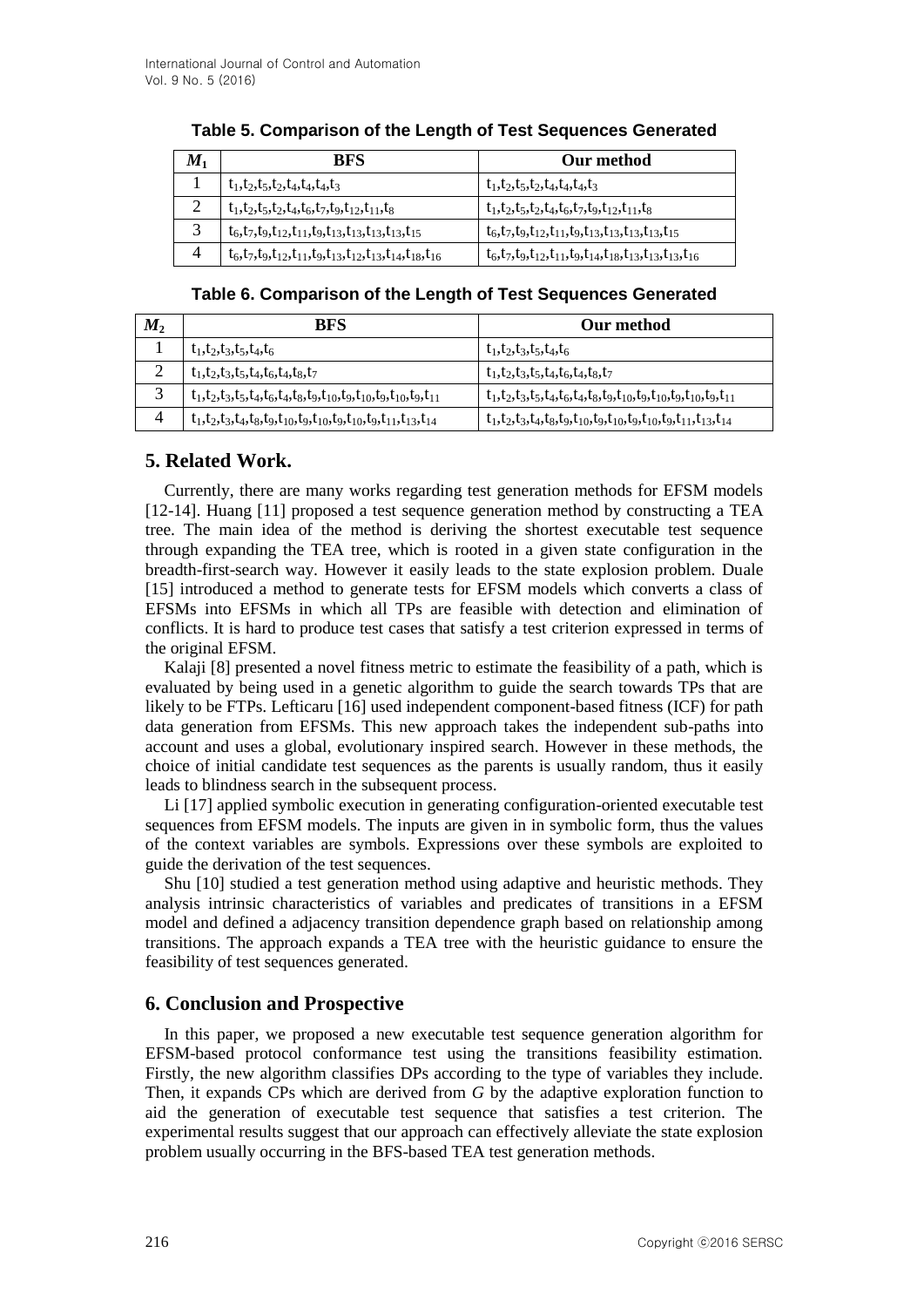**Table 5. Comparison of the Length of Test Sequences Generated**

| $M_1$ | BFS | Our method |
| --- | --- | --- |
| 1 | $t_1,t_2,t_5,t_2,t_4,t_4,t_4,t_3$ | $t_1,t_2,t_5,t_2,t_4,t_4,t_4,t_3$ |
| 2 | $t_1,t_2,t_5,t_2,t_4,t_6,t_7,t_9,t_{12},t_{11},t_8$ | $t_1,t_2,t_5,t_2,t_4,t_6,t_7,t_9,t_{12},t_{11},t_8$ |
| 3 | $t_6,t_7,t_9,t_{12},t_{11},t_9,t_{13},t_{13},t_{13},t_{13},t_{15}$ | $t_6,t_7,t_9,t_{12},t_{11},t_9,t_{13},t_{13},t_{13},t_{13},t_{15}$ |
| 4 | $t_6,t_7,t_9,t_{12},t_{11},t_9,t_{13},t_{12},t_{13},t_{14},t_{18},t_{16}$ | $t_6,t_7,t_9,t_{12},t_{11},t_9,t_{14},t_{18},t_{13},t_{13},t_{13},t_{16}$ |

**Table 6. Comparison of the Length of Test Sequences Generated**

| $M_2$ | BFS | Our method |
| --- | --- | --- |
| 1 | $t_1,t_2,t_3,t_5,t_4,t_6$ | $t_1,t_2,t_3,t_5,t_4,t_6$ |
| 2 | $t_1,t_2,t_3,t_5,t_4,t_6,t_4,t_8,t_7$ | $t_1,t_2,t_3,t_5,t_4,t_6,t_4,t_8,t_7$ |
| 3 | $t_1,t_2,t_3,t_5,t_4,t_6,t_4,t_8,t_9,t_{10},t_9,t_{10},t_9,t_{10},t_9,t_{11}$ | $t_1,t_2,t_3,t_5,t_4,t_6,t_4,t_8,t_9,t_{10},t_9,t_{10},t_9,t_{10},t_9,t_{11}$ |
| 4 | $t_1,t_2,t_3,t_4,t_8,t_9,t_{10},t_9,t_{10},t_9,t_{10},t_9,t_{11},t_{13},t_{14}$ | $t_1,t_2,t_3,t_4,t_8,t_9,t_{10},t_9,t_{10},t_9,t_{10},t_9,t_{11},t_{13},t_{14}$ |

## 5. Related Work.

Currently, there are many works regarding test generation methods for EFSM models [12-14]. Huang [11] proposed a test sequence generation method by constructing a TEA tree. The main idea of the method is deriving the shortest executable test sequence through expanding the TEA tree, which is rooted in a given state configuration in the breadth-first-search way. However it easily leads to the state explosion problem. Duale [15] introduced a method to generate tests for EFSM models which converts a class of EFSMs into EFSMs in which all TPs are feasible with detection and elimination of conflicts. It is hard to produce test cases that satisfy a test criterion expressed in terms of the original EFSM.

Kalaji [8] presented a novel fitness metric to estimate the feasibility of a path, which is evaluated by being used in a genetic algorithm to guide the search towards TPs that are likely to be FTPs. Lefticaru [16] used independent component-based fitness (ICF) for path data generation from EFSMs. This new approach takes the independent sub-paths into account and uses a global, evolutionary inspired search. However in these methods, the choice of initial candidate test sequences as the parents is usually random, thus it easily leads to blindness search in the subsequent process.

Li [17] applied symbolic execution in generating configuration-oriented executable test sequences from EFSM models. The inputs are given in in symbolic form, thus the values of the context variables are symbols. Expressions over these symbols are exploited to guide the derivation of the test sequences.

Shu [10] studied a test generation method using adaptive and heuristic methods. They analysis intrinsic characteristics of variables and predicates of transitions in a EFSM model and defined a adjacency transition dependence graph based on relationship among transitions. The approach expands a TEA tree with the heuristic guidance to ensure the feasibility of test sequences generated.

## 6. Conclusion and Prospective

In this paper, we proposed a new executable test sequence generation algorithm for EFSM-based protocol conformance test using the transitions feasibility estimation. Firstly, the new algorithm classifies DPs according to the type of variables they include. Then, it expands CPs which are derived from *G* by the adaptive exploration function to aid the generation of executable test sequence that satisfies a test criterion. The experimental results suggest that our approach can effectively alleviate the state explosion problem usually occurring in the BFS-based TEA test generation methods.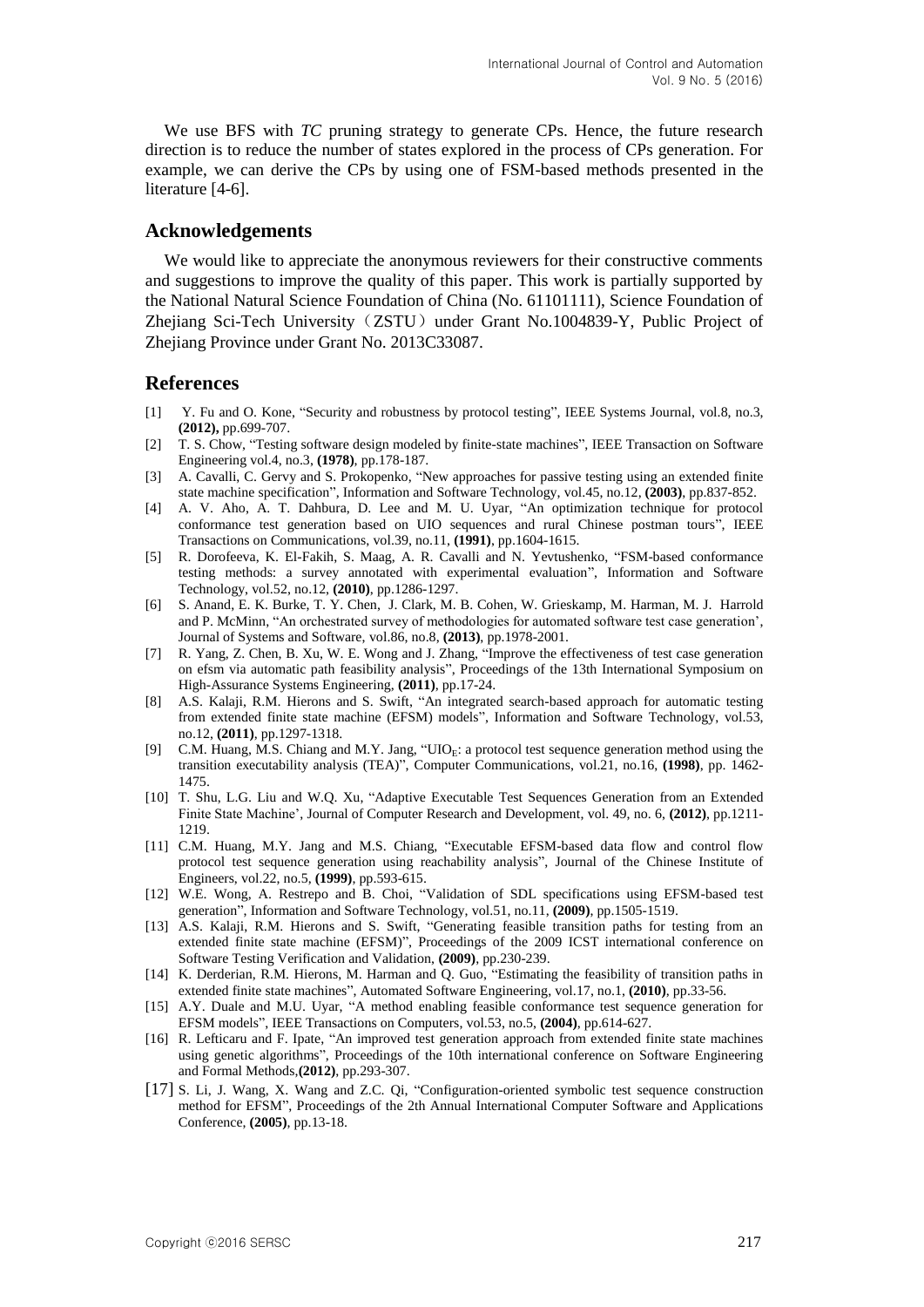We use BFS with *TC* pruning strategy to generate CPs. Hence, the future research direction is to reduce the number of states explored in the process of CPs generation. For example, we can derive the CPs by using one of FSM-based methods presented in the literature [4-6].

## Acknowledgements

We would like to appreciate the anonymous reviewers for their constructive comments and suggestions to improve the quality of this paper. This work is partially supported by the National Natural Science Foundation of China (No. 61101111), Science Foundation of Zhejiang Sci-Tech University（ZSTU）under Grant No.1004839-Y, Public Project of Zhejiang Province under Grant No. 2013C33087.

## References

[1] Y. Fu and O. Kone, "Security and robustness by protocol testing", IEEE Systems Journal, vol.8, no.3, **(2012),** pp.699-707.

[2] T. S. Chow, "Testing software design modeled by finite-state machines", IEEE Transaction on Software Engineering vol.4, no.3, **(1978)**, pp.178-187.

[3] A. Cavalli, C. Gervy and S. Prokopenko, "New approaches for passive testing using an extended finite state machine specification", Information and Software Technology, vol.45, no.12, **(2003)**, pp.837-852.

[4] A. V. Aho, A. T. Dahbura, D. Lee and M. U. Uyar, "An optimization technique for protocol conformance test generation based on UIO sequences and rural Chinese postman tours", IEEE Transactions on Communications, vol.39, no.11, **(1991)**, pp.1604-1615.

[5] R. Dorofeeva, K. El-Fakih, S. Maag, A. R. Cavalli and N. Yevtushenko, "FSM-based conformance testing methods: a survey annotated with experimental evaluation", Information and Software Technology, vol.52, no.12, **(2010)**, pp.1286-1297.

[6] S. Anand, E. K. Burke, T. Y. Chen, J. Clark, M. B. Cohen, W. Grieskamp, M. Harman, M. J. Harrold and P. McMinn, "An orchestrated survey of methodologies for automated software test case generation', Journal of Systems and Software, vol.86, no.8, **(2013)**, pp.1978-2001.

[7] R. Yang, Z. Chen, B. Xu, W. E. Wong and J. Zhang, "Improve the effectiveness of test case generation on efsm via automatic path feasibility analysis", Proceedings of the 13th International Symposium on High-Assurance Systems Engineering, **(2011)**, pp.17-24.

[8] A.S. Kalaji, R.M. Hierons and S. Swift, "An integrated search-based approach for automatic testing from extended finite state machine (EFSM) models", Information and Software Technology, vol.53, no.12, **(2011)**, pp.1297-1318.

[9] C.M. Huang, M.S. Chiang and M.Y. Jang, "$UIO_E$: a protocol test sequence generation method using the transition executability analysis (TEA)", Computer Communications, vol.21, no.16, **(1998)**, pp. 1462-1475.

[10] T. Shu, L.G. Liu and W.Q. Xu, "Adaptive Executable Test Sequences Generation from an Extended Finite State Machine', Journal of Computer Research and Development, vol. 49, no. 6, **(2012)**, pp.1211-1219.

[11] C.M. Huang, M.Y. Jang and M.S. Chiang, "Executable EFSM-based data flow and control flow protocol test sequence generation using reachability analysis", Journal of the Chinese Institute of Engineers, vol.22, no.5, **(1999)**, pp.593-615.

[12] W.E. Wong, A. Restrepo and B. Choi, "Validation of SDL specifications using EFSM-based test generation", Information and Software Technology, vol.51, no.11, **(2009)**, pp.1505-1519.

[13] A.S. Kalaji, R.M. Hierons and S. Swift, "Generating feasible transition paths for testing from an extended finite state machine (EFSM)", Proceedings of the 2009 ICST international conference on Software Testing Verification and Validation, **(2009)**, pp.230-239.

[14] K. Derderian, R.M. Hierons, M. Harman and Q. Guo, "Estimating the feasibility of transition paths in extended finite state machines", Automated Software Engineering, vol.17, no.1, **(2010)**, pp.33-56.

[15] A.Y. Duale and M.U. Uyar, "A method enabling feasible conformance test sequence generation for EFSM models", IEEE Transactions on Computers, vol.53, no.5, **(2004)**, pp.614-627.

[16] R. Lefticaru and F. Ipate, "An improved test generation approach from extended finite state machines using genetic algorithms", Proceedings of the 10th international conference on Software Engineering and Formal Methods,**(2012)**, pp.293-307.

[17] S. Li, J. Wang, X. Wang and Z.C. Qi, "Configuration-oriented symbolic test sequence construction method for EFSM", Proceedings of the 2th Annual International Computer Software and Applications Conference, **(2005)**, pp.13-18.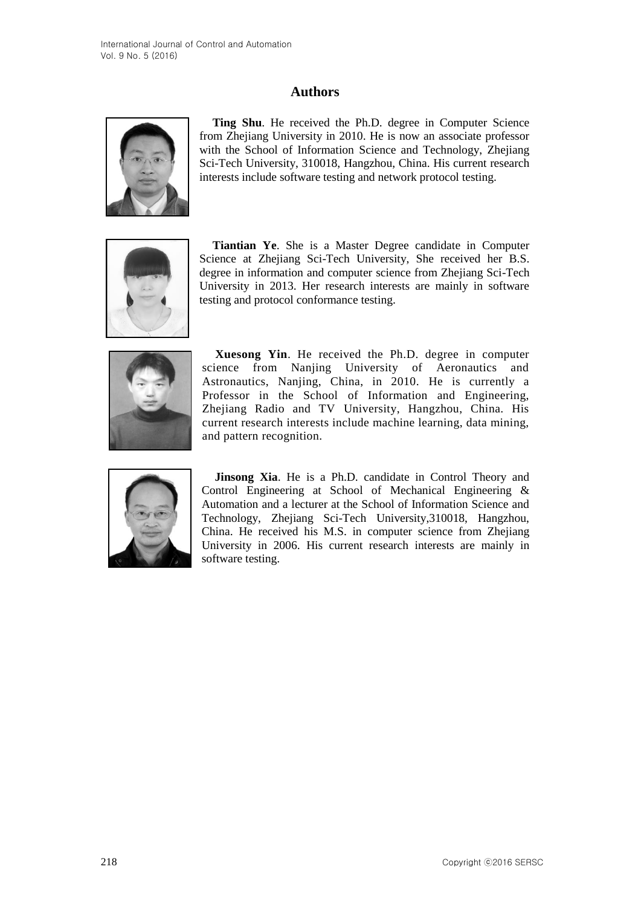## Authors

**Ting Shu**. He received the Ph.D. degree in Computer Science from Zhejiang University in 2010. He is now an associate professor with the School of Information Science and Technology, Zhejiang Sci-Tech University, 310018, Hangzhou, China. His current research interests include software testing and network protocol testing.

**Tiantian Ye**. She is a Master Degree candidate in Computer Science at Zhejiang Sci-Tech University, She received her B.S. degree in information and computer science from Zhejiang Sci-Tech University in 2013. Her research interests are mainly in software testing and protocol conformance testing.

**Xuesong Yin**. He received the Ph.D. degree in computer science from Nanjing University of Aeronautics and Astronautics, Nanjing, China, in 2010. He is currently a Professor in the School of Information and Engineering, Zhejiang Radio and TV University, Hangzhou, China. His current research interests include machine learning, data mining, and pattern recognition.

**Jinsong Xia**. He is a Ph.D. candidate in Control Theory and Control Engineering at School of Mechanical Engineering & Automation and a lecturer at the School of Information Science and Technology, Zhejiang Sci-Tech University,310018, Hangzhou, China. He received his M.S. in computer science from Zhejiang University in 2006. His current research interests are mainly in software testing.